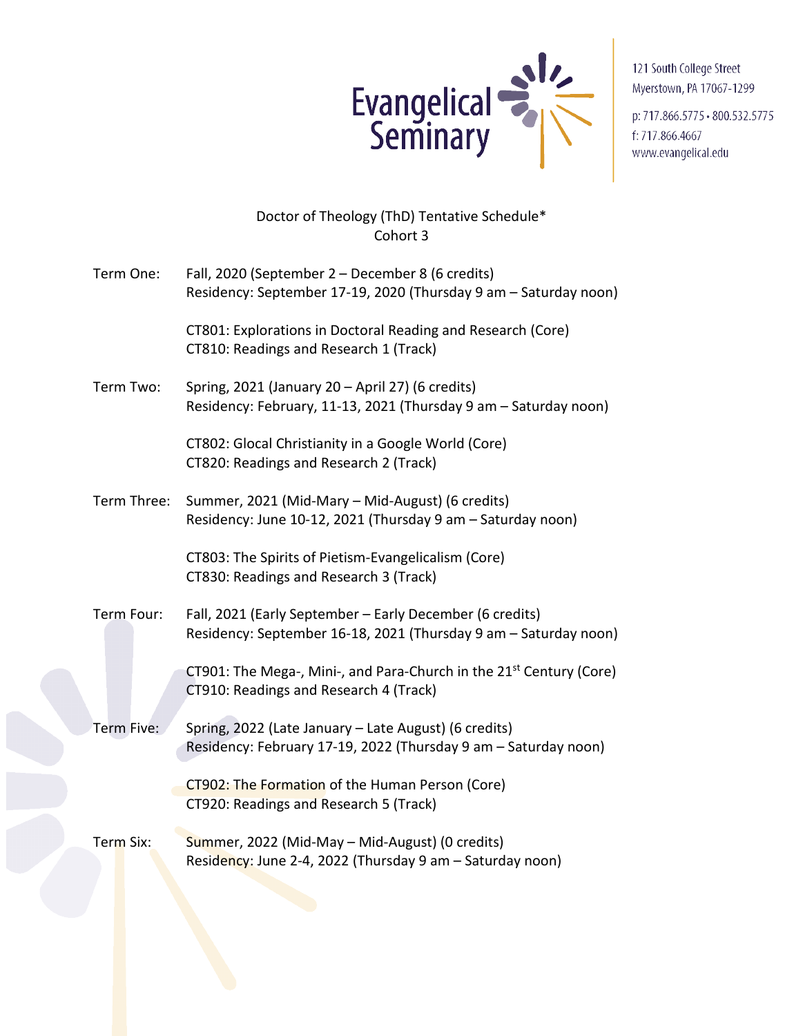Evangelical Seminary

121 South College Street
Myerstown, PA 17067-1299

p: 717.866.5775 • 800.532.5775
f: 717.866.4667
www.evangelical.edu

# Doctor of Theology (ThD) Tentative Schedule*
## Cohort 3

**Term One:** Fall, 2020 (September 2 – December 8 (6 credits)
Residency: September 17-19, 2020 (Thursday 9 am – Saturday noon)

CT801: Explorations in Doctoral Reading and Research (Core)
CT810: Readings and Research 1 (Track)

**Term Two:** Spring, 2021 (January 20 – April 27) (6 credits)
Residency: February, 11-13, 2021 (Thursday 9 am – Saturday noon)

CT802: Glocal Christianity in a Google World (Core)
CT820: Readings and Research 2 (Track)

**Term Three:** Summer, 2021 (Mid-Mary – Mid-August) (6 credits)
Residency: June 10-12, 2021 (Thursday 9 am – Saturday noon)

CT803: The Spirits of Pietism-Evangelicalism (Core)
CT830: Readings and Research 3 (Track)

**Term Four:** Fall, 2021 (Early September – Early December (6 credits)
Residency: September 16-18, 2021 (Thursday 9 am – Saturday noon)

CT901: The Mega-, Mini-, and Para-Church in the 21st Century (Core)
CT910: Readings and Research 4 (Track)

**Term Five:** Spring, 2022 (Late January – Late August) (6 credits)
Residency: February 17-19, 2022 (Thursday 9 am – Saturday noon)

CT902: The Formation of the Human Person (Core)
CT920: Readings and Research 5 (Track)

**Term Six:** Summer, 2022 (Mid-May – Mid-August) (0 credits)
Residency: June 2-4, 2022 (Thursday 9 am – Saturday noon)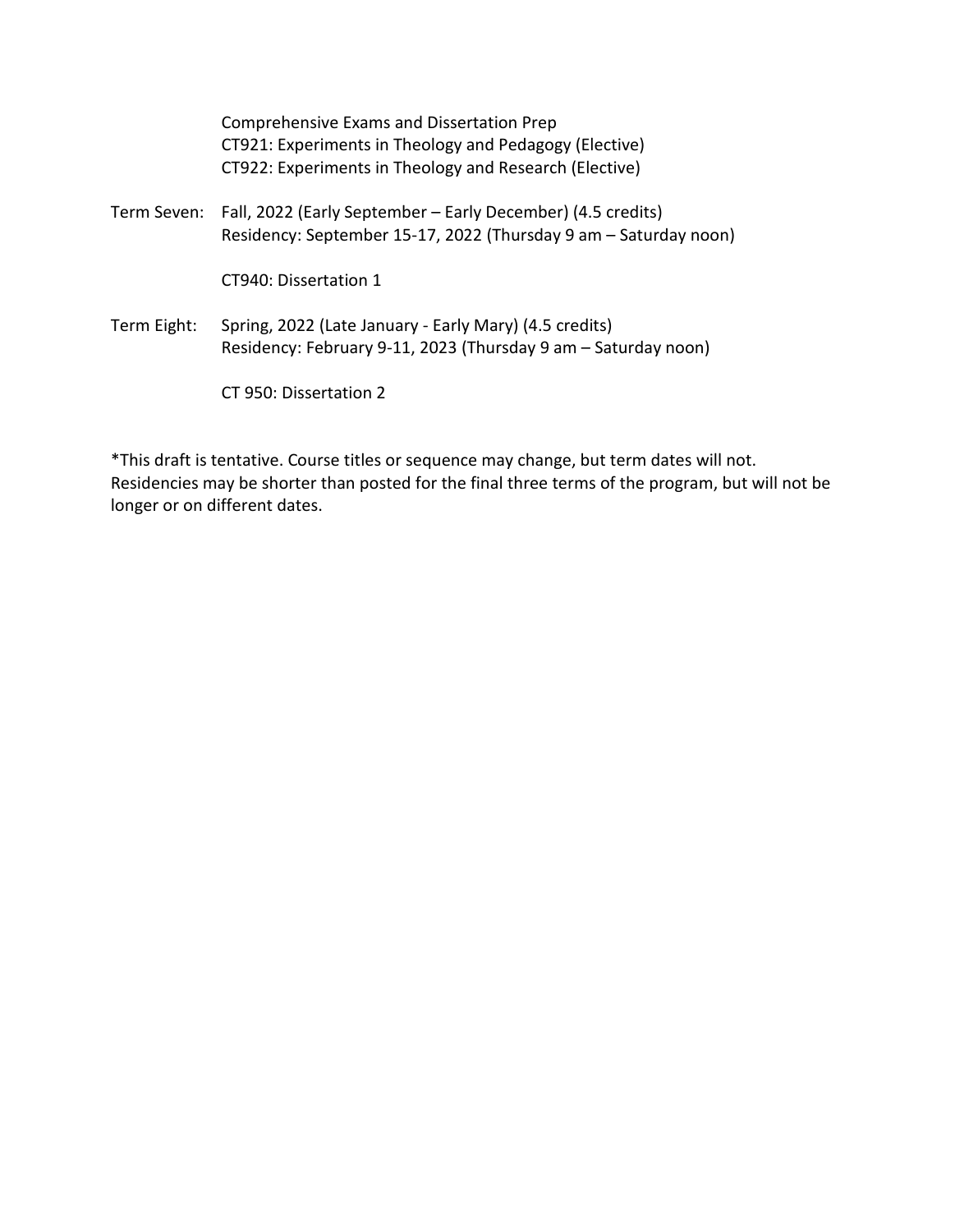Comprehensive Exams and Dissertation Prep
CT921: Experiments in Theology and Pedagogy (Elective)
CT922: Experiments in Theology and Research (Elective)

Term Seven: Fall, 2022 (Early September – Early December) (4.5 credits)
Residency: September 15-17, 2022 (Thursday 9 am – Saturday noon)

CT940: Dissertation 1

Term Eight: Spring, 2022 (Late January - Early Mary) (4.5 credits)
Residency: February 9-11, 2023 (Thursday 9 am – Saturday noon)

CT 950: Dissertation 2

*This draft is tentative. Course titles or sequence may change, but term dates will not. Residencies may be shorter than posted for the final three terms of the program, but will not be longer or on different dates.